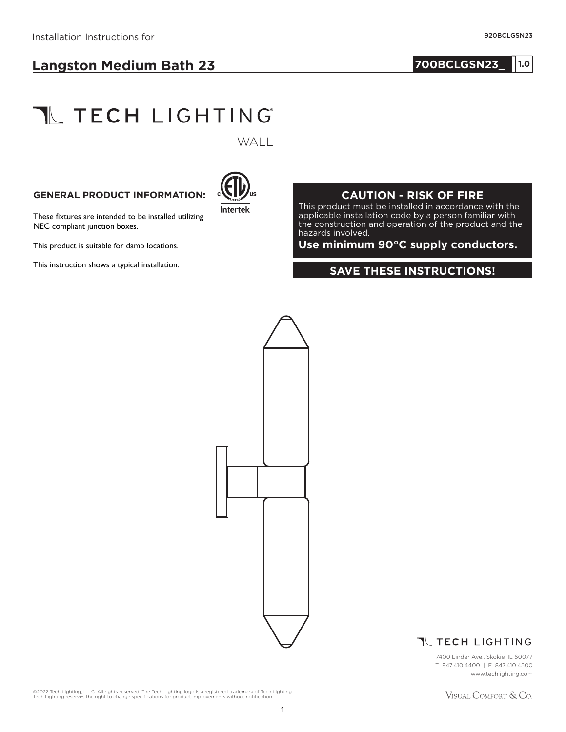Installation Instructions for

920BCLGSN23

# Langston Medium Bath 23

**700BCLGSN23_** 1.0

TECH LIGHTING

WALL

## GENERAL PRODUCT INFORMATION:

These fixtures are intended to be installed utilizing NEC compliant junction boxes.

This product is suitable for damp locations.

This instruction shows a typical installation.

Intertek

## CAUTION - RISK OF FIRE

This product must be installed in accordance with the applicable installation code by a person familiar with the construction and operation of the product and the hazards involved.

**Use minimum 90°C supply conductors.**

## SAVE THESE INSTRUCTIONS!

TECH LIGHTING

7400 Linder Ave., Skokie, IL 60077
T 847.410.4400 | F 847.410.4500
www.techlighting.com

©2022 Tech Lighting, L.L.C. All rights reserved. The Tech Lighting logo is a registered trademark of Tech Lighting.
Tech Lighting reserves the right to change specifications for product improvements without notification.

Visual Comfort & Co.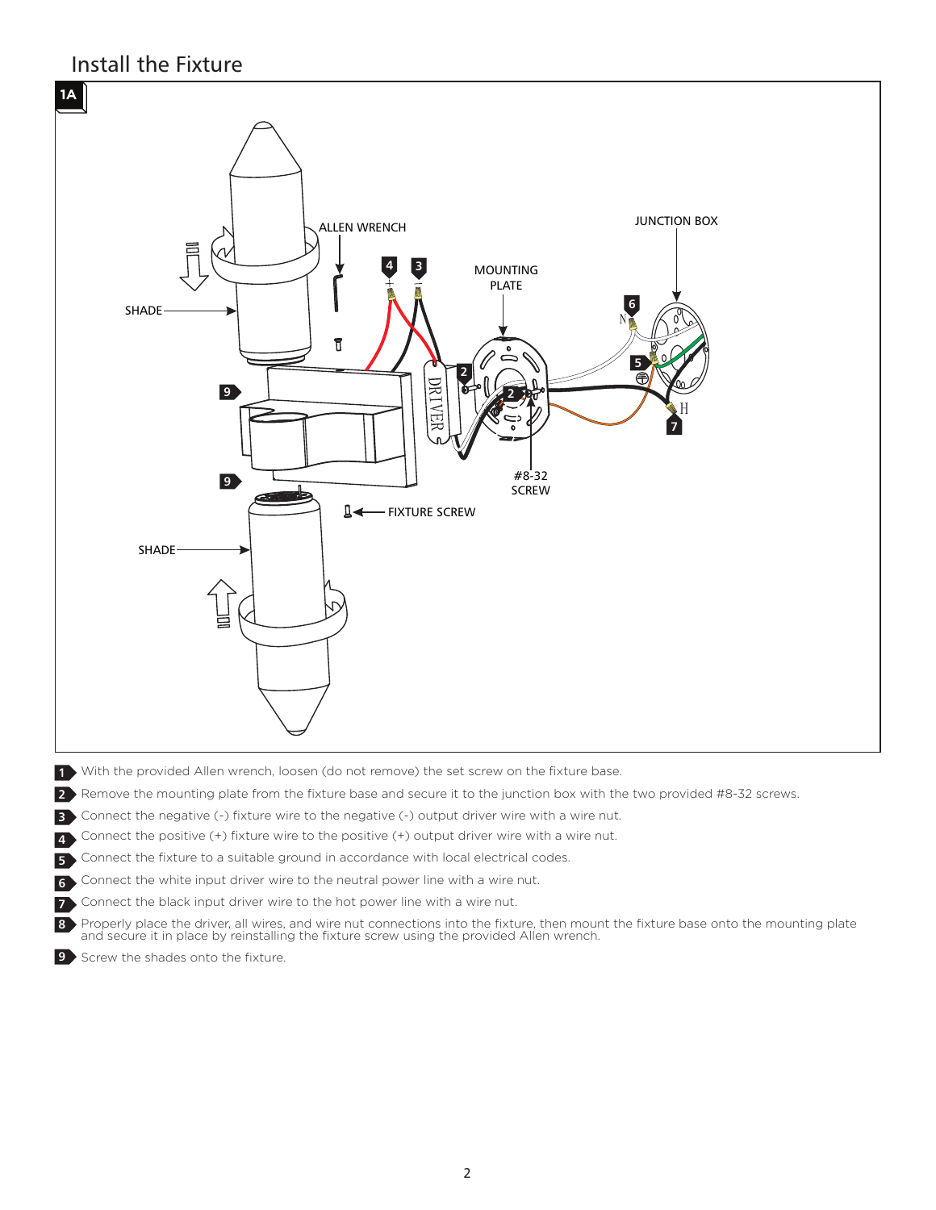## Install the Fixture

1A

ALLEN WRENCH

JUNCTION BOX

MOUNTING PLATE

SHADE

DRIVER

#8-32 SCREW

FIXTURE SCREW

SHADE

1. With the provided Allen wrench, loosen (do not remove) the set screw on the fixture base.
2. Remove the mounting plate from the fixture base and secure it to the junction box with the two provided #8-32 screws.
3. Connect the negative (-) fixture wire to the negative (-) output driver wire with a wire nut.
4. Connect the positive (+) fixture wire to the positive (+) output driver wire with a wire nut.
5. Connect the fixture to a suitable ground in accordance with local electrical codes.
6. Connect the white input driver wire to the neutral power line with a wire nut.
7. Connect the black input driver wire to the hot power line with a wire nut.
8. Properly place the driver, all wires, and wire nut connections into the fixture, then mount the fixture base onto the mounting plate and secure it in place by reinstalling the fixture screw using the provided Allen wrench.
9. Screw the shades onto the fixture.